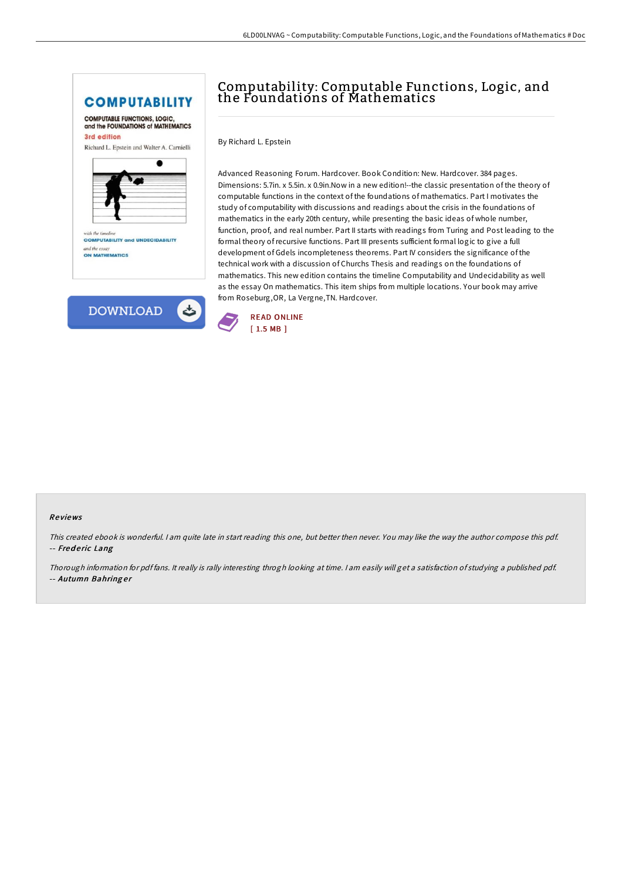# Computability: Computable Functions, Logic, and the Foundations of Mathematics

By Richard L. Epstein

Advanced Reasoning Forum. Hardcover. Book Condition: New. Hardcover. 384 pages. Dimensions: 5.7in. x 5.5in. x 0.9in.Now in a new edition!--the classic presentation of the theory of computable functions in the context of the foundations of mathematics. Part I motivates the study of computability with discussions and readings about the crisis in the foundations of mathematics in the early 20th century, while presenting the basic ideas of whole number, function, proof, and real number. Part II starts with readings from Turing and Post leading to the formal theory of recursive functions. Part III presents sufficient formal logic to give a full development of Gdels incompleteness theorems. Part IV considers the significance of the technical work with a discussion of Churchs Thesis and readings on the foundations of mathematics. This new edition contains the timeline Computability and Undecidability as well as the essay On mathematics. This item ships from multiple locations. Your book may arrive from Roseburg,OR, La Vergne,TN. Hardcover.

READ ONLINE
[ 1.5 MB ]

### Reviews

*This created ebook is wonderful. I am quite late in start reading this one, but better then never. You may like the way the author compose this pdf.*
-- *Frederic Lang*

*Thorough information for pdf fans. It really is rally interesting throgh looking at time. I am easily will get a satisfaction of studying a published pdf.*
-- *Autumn Bahringer*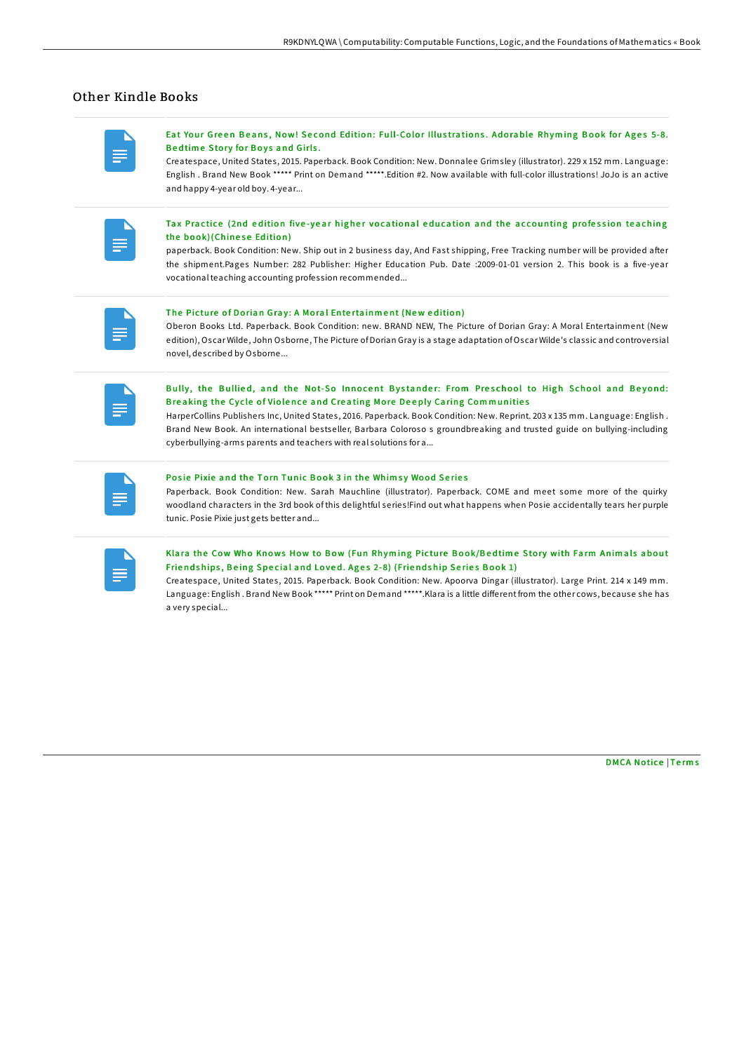## Other Kindle Books

**Eat Your Green Beans, Now! Second Edition: Full-Color Illustrations. Adorable Rhyming Book for Ages 5-8. Bedtime Story for Boys and Girls.**

Createspace, United States, 2015. Paperback. Book Condition: New. Donnalee Grimsley (illustrator). 229 x 152 mm. Language: English . Brand New Book ***** Print on Demand *****.Edition #2. Now available with full-color illustrations! JoJo is an active and happy 4-year old boy. 4-year...

**Tax Practice (2nd edition five-year higher vocational education and the accounting profession teaching the book)(Chinese Edition)**

paperback. Book Condition: New. Ship out in 2 business day, And Fast shipping, Free Tracking number will be provided after the shipment.Pages Number: 282 Publisher: Higher Education Pub. Date :2009-01-01 version 2. This book is a five-year vocational teaching accounting profession recommended...

**The Picture of Dorian Gray: A Moral Entertainment (New edition)**

Oberon Books Ltd. Paperback. Book Condition: new. BRAND NEW, The Picture of Dorian Gray: A Moral Entertainment (New edition), Oscar Wilde, John Osborne, The Picture of Dorian Gray is a stage adaptation of Oscar Wilde's classic and controversial novel, described by Osborne...

**Bully, the Bullied, and the Not-So Innocent Bystander: From Preschool to High School and Beyond: Breaking the Cycle of Violence and Creating More Deeply Caring Communities**

HarperCollins Publishers Inc, United States, 2016. Paperback. Book Condition: New. Reprint. 203 x 135 mm. Language: English . Brand New Book. An international bestseller, Barbara Coloroso s groundbreaking and trusted guide on bullying-including cyberbullying-arms parents and teachers with real solutions for a...

**Posie Pixie and the Torn Tunic Book 3 in the Whimsy Wood Series**

Paperback. Book Condition: New. Sarah Mauchline (illustrator). Paperback. COME and meet some more of the quirky woodland characters in the 3rd book of this delightful series!Find out what happens when Posie accidentally tears her purple tunic. Posie Pixie just gets better and...

**Klara the Cow Who Knows How to Bow (Fun Rhyming Picture Book/Bedtime Story with Farm Animals about Friendships, Being Special and Loved. Ages 2-8) (Friendship Series Book 1)**

Createspace, United States, 2015. Paperback. Book Condition: New. Apoorva Dingar (illustrator). Large Print. 214 x 149 mm. Language: English . Brand New Book ***** Print on Demand *****.Klara is a little different from the other cows, because she has a very special...